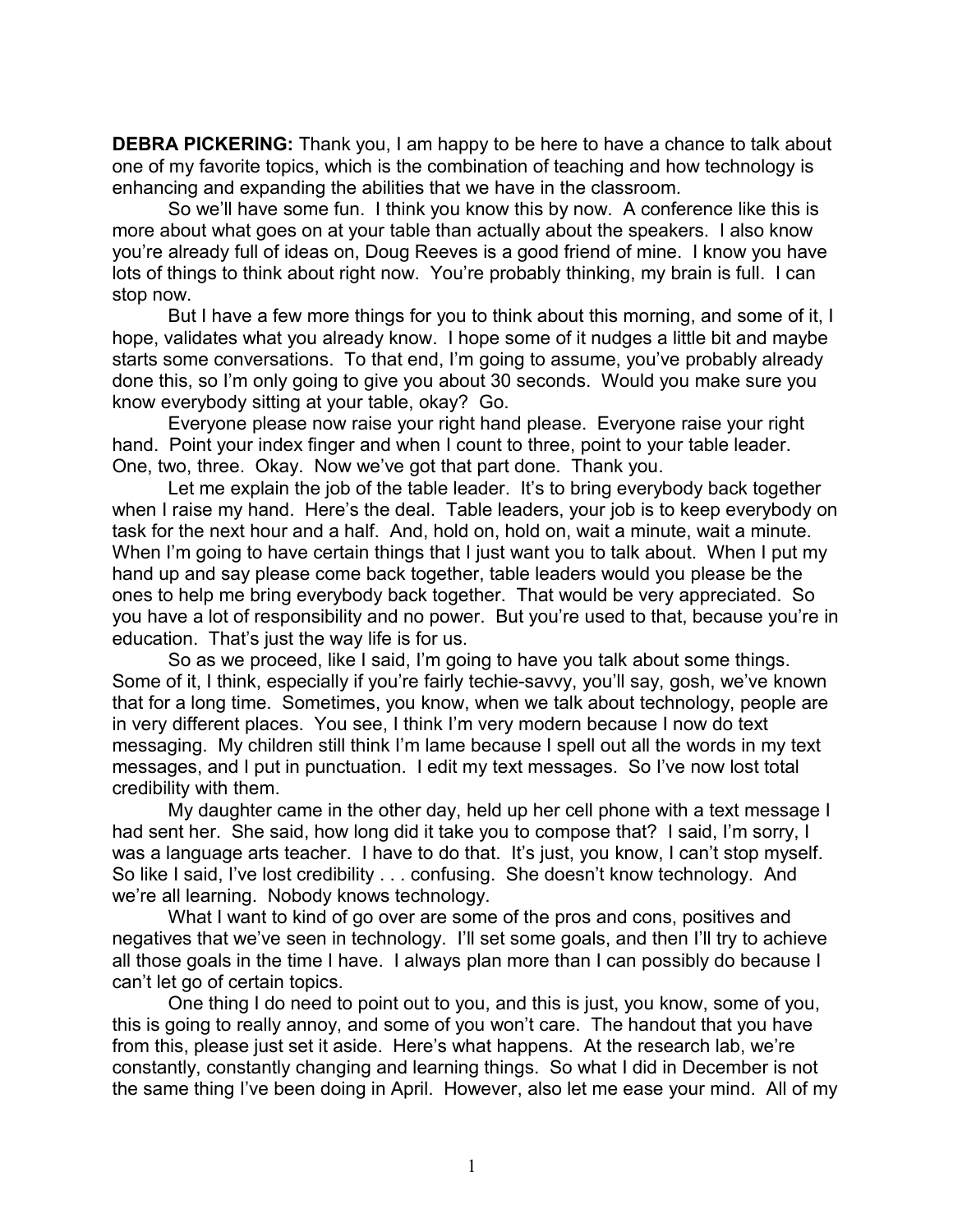**DEBRA PICKERING:** Thank you, I am happy to be here to have a chance to talk about one of my favorite topics, which is the combination of teaching and how technology is enhancing and expanding the abilities that we have in the classroom.

So we'll have some fun. I think you know this by now. A conference like this is more about what goes on at your table than actually about the speakers. I also know you're already full of ideas on, Doug Reeves is a good friend of mine. I know you have lots of things to think about right now. You're probably thinking, my brain is full. I can stop now.

But I have a few more things for you to think about this morning, and some of it, I hope, validates what you already know. I hope some of it nudges a little bit and maybe starts some conversations. To that end, I'm going to assume, you've probably already done this, so I'm only going to give you about 30 seconds. Would you make sure you know everybody sitting at your table, okay? Go.

Everyone please now raise your right hand please. Everyone raise your right hand. Point your index finger and when I count to three, point to your table leader. One, two, three. Okay. Now we've got that part done. Thank you.

Let me explain the job of the table leader. It's to bring everybody back together when I raise my hand. Here's the deal. Table leaders, your job is to keep everybody on task for the next hour and a half. And, hold on, hold on, wait a minute, wait a minute. When I'm going to have certain things that I just want you to talk about. When I put my hand up and say please come back together, table leaders would you please be the ones to help me bring everybody back together. That would be very appreciated. So you have a lot of responsibility and no power. But you're used to that, because you're in education. That's just the way life is for us.

So as we proceed, like I said, I'm going to have you talk about some things. Some of it, I think, especially if you're fairly techie-savvy, you'll say, gosh, we've known that for a long time. Sometimes, you know, when we talk about technology, people are in very different places. You see, I think I'm very modern because I now do text messaging. My children still think I'm lame because I spell out all the words in my text messages, and I put in punctuation. I edit my text messages. So I've now lost total credibility with them.

My daughter came in the other day, held up her cell phone with a text message I had sent her. She said, how long did it take you to compose that? I said, I'm sorry, I was a language arts teacher. I have to do that. It's just, you know, I can't stop myself. So like I said, I've lost credibility . . . confusing. She doesn't know technology. And we're all learning. Nobody knows technology.

What I want to kind of go over are some of the pros and cons, positives and negatives that we've seen in technology. I'll set some goals, and then I'll try to achieve all those goals in the time I have. I always plan more than I can possibly do because I can't let go of certain topics.

One thing I do need to point out to you, and this is just, you know, some of you, this is going to really annoy, and some of you won't care. The handout that you have from this, please just set it aside. Here's what happens. At the research lab, we're constantly, constantly changing and learning things. So what I did in December is not the same thing I've been doing in April. However, also let me ease your mind. All of my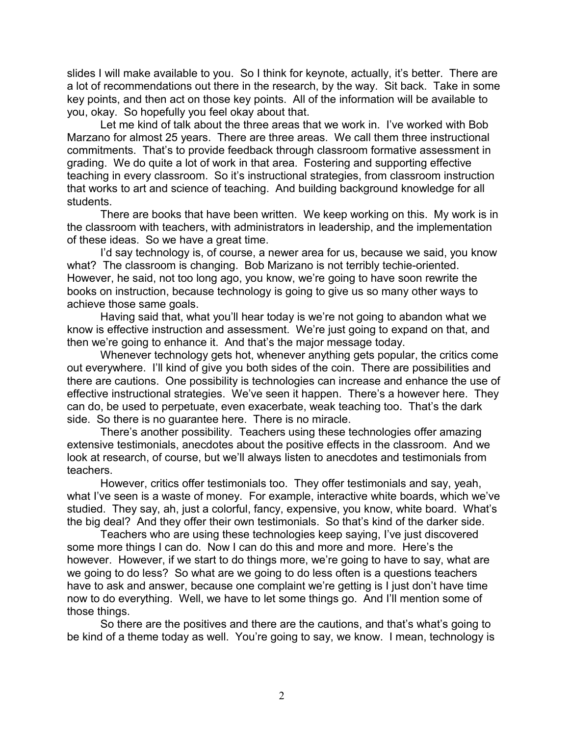slides I will make available to you. So I think for keynote, actually, it's better. There are a lot of recommendations out there in the research, by the way. Sit back. Take in some key points, and then act on those key points. All of the information will be available to you, okay. So hopefully you feel okay about that.

Let me kind of talk about the three areas that we work in. I've worked with Bob Marzano for almost 25 years. There are three areas. We call them three instructional commitments. That's to provide feedback through classroom formative assessment in grading. We do quite a lot of work in that area. Fostering and supporting effective teaching in every classroom. So it's instructional strategies, from classroom instruction that works to art and science of teaching. And building background knowledge for all students.

There are books that have been written. We keep working on this. My work is in the classroom with teachers, with administrators in leadership, and the implementation of these ideas. So we have a great time.

I'd say technology is, of course, a newer area for us, because we said, you know what? The classroom is changing. Bob Marizano is not terribly techie-oriented. However, he said, not too long ago, you know, we're going to have soon rewrite the books on instruction, because technology is going to give us so many other ways to achieve those same goals.

Having said that, what you'll hear today is we're not going to abandon what we know is effective instruction and assessment. We're just going to expand on that, and then we're going to enhance it. And that's the major message today.

Whenever technology gets hot, whenever anything gets popular, the critics come out everywhere. I'll kind of give you both sides of the coin. There are possibilities and there are cautions. One possibility is technologies can increase and enhance the use of effective instructional strategies. We've seen it happen. There's a however here. They can do, be used to perpetuate, even exacerbate, weak teaching too. That's the dark side. So there is no guarantee here. There is no miracle.

There's another possibility. Teachers using these technologies offer amazing extensive testimonials, anecdotes about the positive effects in the classroom. And we look at research, of course, but we'll always listen to anecdotes and testimonials from teachers.

However, critics offer testimonials too. They offer testimonials and say, yeah, what I've seen is a waste of money. For example, interactive white boards, which we've studied. They say, ah, just a colorful, fancy, expensive, you know, white board. What's the big deal? And they offer their own testimonials. So that's kind of the darker side.

Teachers who are using these technologies keep saying, I've just discovered some more things I can do. Now I can do this and more and more. Here's the however. However, if we start to do things more, we're going to have to say, what are we going to do less? So what are we going to do less often is a questions teachers have to ask and answer, because one complaint we're getting is I just don't have time now to do everything. Well, we have to let some things go. And I'll mention some of those things.

So there are the positives and there are the cautions, and that's what's going to be kind of a theme today as well. You're going to say, we know. I mean, technology is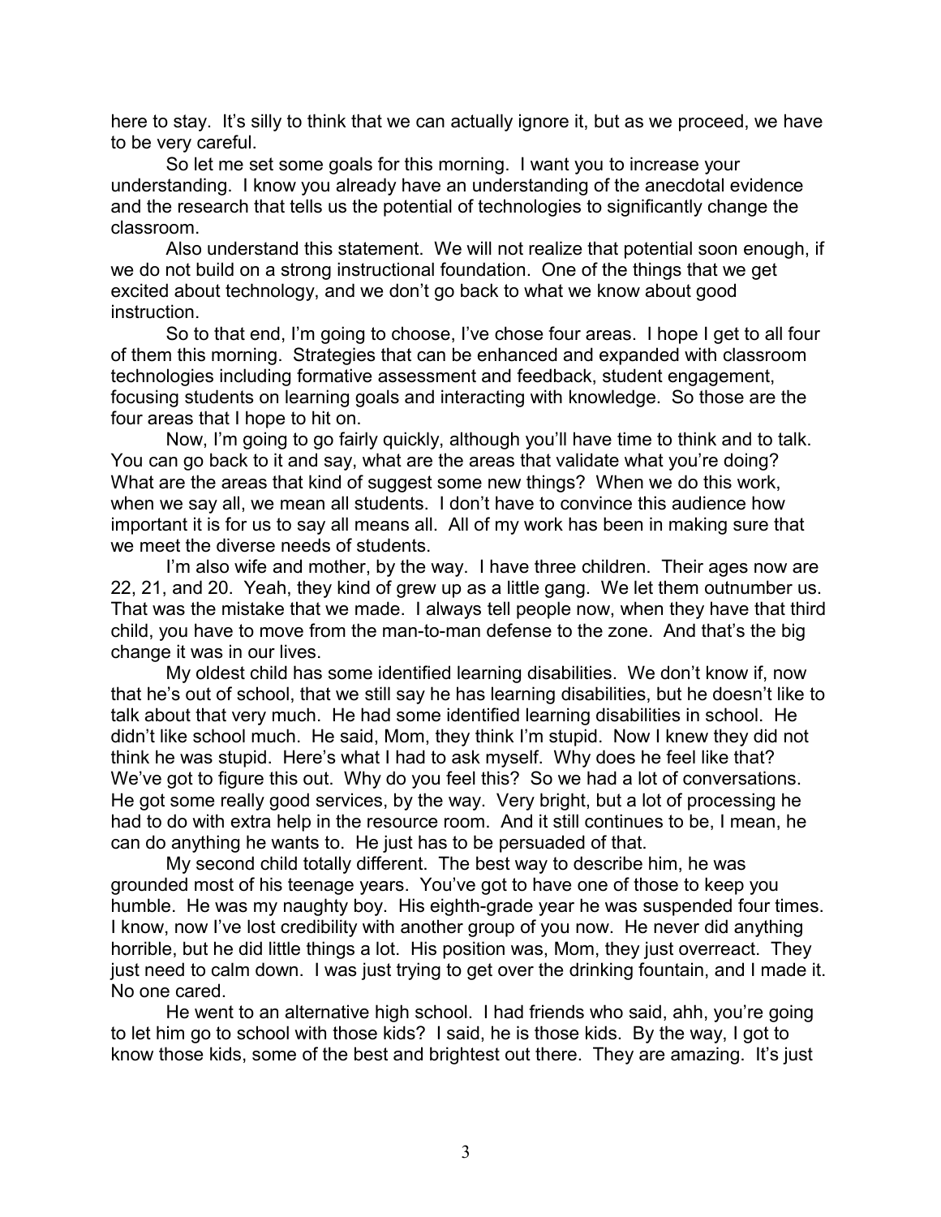here to stay. It's silly to think that we can actually ignore it, but as we proceed, we have to be very careful.

So let me set some goals for this morning. I want you to increase your understanding. I know you already have an understanding of the anecdotal evidence and the research that tells us the potential of technologies to significantly change the classroom.

Also understand this statement. We will not realize that potential soon enough, if we do not build on a strong instructional foundation. One of the things that we get excited about technology, and we don't go back to what we know about good instruction.

So to that end, I'm going to choose, I've chose four areas. I hope I get to all four of them this morning. Strategies that can be enhanced and expanded with classroom technologies including formative assessment and feedback, student engagement, focusing students on learning goals and interacting with knowledge. So those are the four areas that I hope to hit on.

Now, I'm going to go fairly quickly, although you'll have time to think and to talk. You can go back to it and say, what are the areas that validate what you're doing? What are the areas that kind of suggest some new things? When we do this work, when we say all, we mean all students. I don't have to convince this audience how important it is for us to say all means all. All of my work has been in making sure that we meet the diverse needs of students.

I'm also wife and mother, by the way. I have three children. Their ages now are 22, 21, and 20. Yeah, they kind of grew up as a little gang. We let them outnumber us. That was the mistake that we made. I always tell people now, when they have that third child, you have to move from the man-to-man defense to the zone. And that's the big change it was in our lives.

My oldest child has some identified learning disabilities. We don't know if, now that he's out of school, that we still say he has learning disabilities, but he doesn't like to talk about that very much. He had some identified learning disabilities in school. He didn't like school much. He said, Mom, they think I'm stupid. Now I knew they did not think he was stupid. Here's what I had to ask myself. Why does he feel like that? We've got to figure this out. Why do you feel this? So we had a lot of conversations. He got some really good services, by the way. Very bright, but a lot of processing he had to do with extra help in the resource room. And it still continues to be, I mean, he can do anything he wants to. He just has to be persuaded of that.

My second child totally different. The best way to describe him, he was grounded most of his teenage years. You've got to have one of those to keep you humble. He was my naughty boy. His eighth-grade year he was suspended four times. I know, now I've lost credibility with another group of you now. He never did anything horrible, but he did little things a lot. His position was, Mom, they just overreact. They just need to calm down. I was just trying to get over the drinking fountain, and I made it. No one cared.

He went to an alternative high school. I had friends who said, ahh, you're going to let him go to school with those kids? I said, he is those kids. By the way, I got to know those kids, some of the best and brightest out there. They are amazing. It's just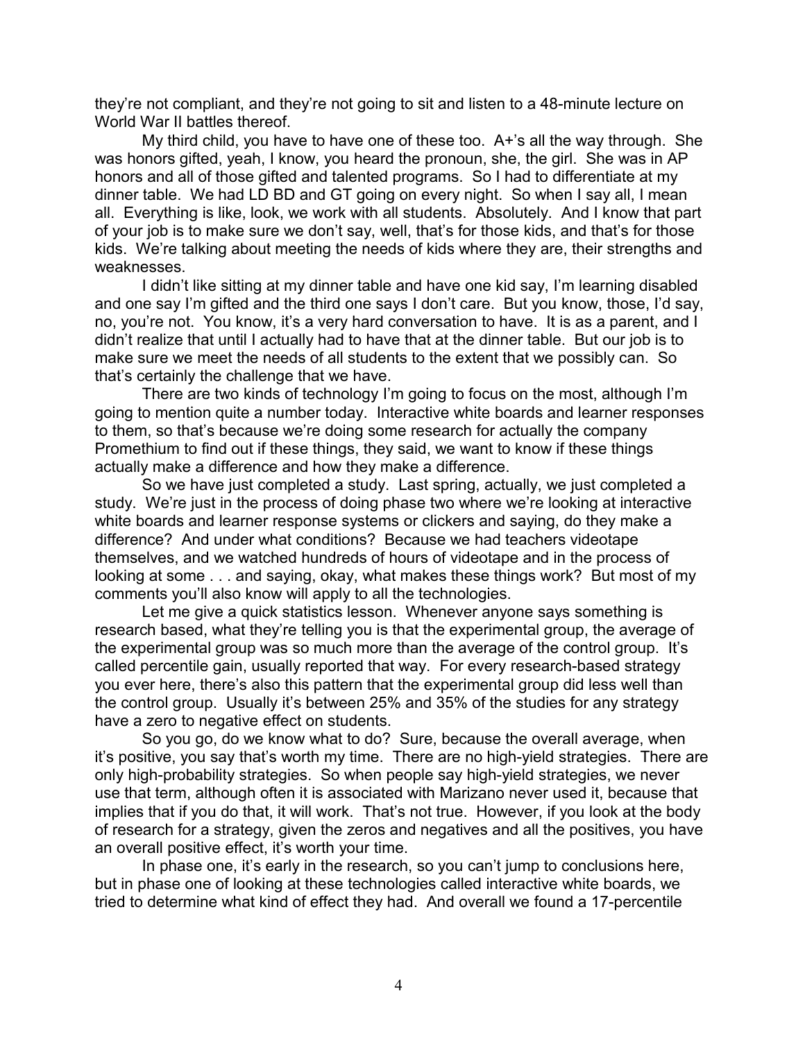they're not compliant, and they're not going to sit and listen to a 48-minute lecture on World War II battles thereof.

My third child, you have to have one of these too. A+'s all the way through. She was honors gifted, yeah, I know, you heard the pronoun, she, the girl. She was in AP honors and all of those gifted and talented programs. So I had to differentiate at my dinner table. We had LD BD and GT going on every night. So when I say all, I mean all. Everything is like, look, we work with all students. Absolutely. And I know that part of your job is to make sure we don't say, well, that's for those kids, and that's for those kids. We're talking about meeting the needs of kids where they are, their strengths and weaknesses.

I didn't like sitting at my dinner table and have one kid say, I'm learning disabled and one say I'm gifted and the third one says I don't care. But you know, those, I'd say, no, you're not. You know, it's a very hard conversation to have. It is as a parent, and I didn't realize that until I actually had to have that at the dinner table. But our job is to make sure we meet the needs of all students to the extent that we possibly can. So that's certainly the challenge that we have.

There are two kinds of technology I'm going to focus on the most, although I'm going to mention quite a number today. Interactive white boards and learner responses to them, so that's because we're doing some research for actually the company Promethium to find out if these things, they said, we want to know if these things actually make a difference and how they make a difference.

So we have just completed a study. Last spring, actually, we just completed a study. We're just in the process of doing phase two where we're looking at interactive white boards and learner response systems or clickers and saying, do they make a difference? And under what conditions? Because we had teachers videotape themselves, and we watched hundreds of hours of videotape and in the process of looking at some . . . and saying, okay, what makes these things work? But most of my comments you'll also know will apply to all the technologies.

Let me give a quick statistics lesson. Whenever anyone says something is research based, what they're telling you is that the experimental group, the average of the experimental group was so much more than the average of the control group. It's called percentile gain, usually reported that way. For every research-based strategy you ever here, there's also this pattern that the experimental group did less well than the control group. Usually it's between 25% and 35% of the studies for any strategy have a zero to negative effect on students.

So you go, do we know what to do? Sure, because the overall average, when it's positive, you say that's worth my time. There are no high-yield strategies. There are only high-probability strategies. So when people say high-yield strategies, we never use that term, although often it is associated with Marizano never used it, because that implies that if you do that, it will work. That's not true. However, if you look at the body of research for a strategy, given the zeros and negatives and all the positives, you have an overall positive effect, it's worth your time.

In phase one, it's early in the research, so you can't jump to conclusions here, but in phase one of looking at these technologies called interactive white boards, we tried to determine what kind of effect they had. And overall we found a 17-percentile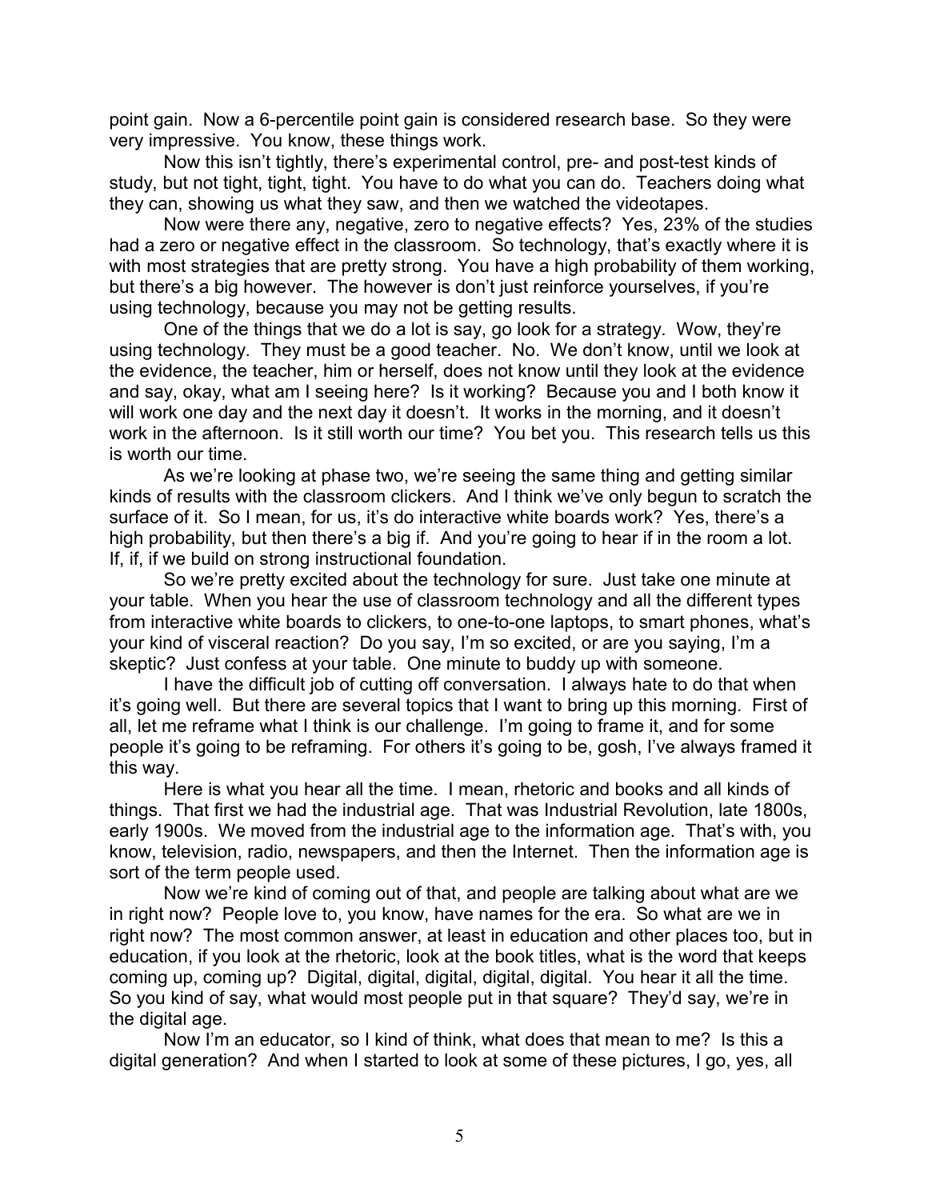point gain. Now a 6-percentile point gain is considered research base. So they were very impressive. You know, these things work.

Now this isn't tightly, there's experimental control, pre- and post-test kinds of study, but not tight, tight, tight. You have to do what you can do. Teachers doing what they can, showing us what they saw, and then we watched the videotapes.

Now were there any, negative, zero to negative effects? Yes, 23% of the studies had a zero or negative effect in the classroom. So technology, that's exactly where it is with most strategies that are pretty strong. You have a high probability of them working, but there's a big however. The however is don't just reinforce yourselves, if you're using technology, because you may not be getting results.

One of the things that we do a lot is say, go look for a strategy. Wow, they're using technology. They must be a good teacher. No. We don't know, until we look at the evidence, the teacher, him or herself, does not know until they look at the evidence and say, okay, what am I seeing here? Is it working? Because you and I both know it will work one day and the next day it doesn't. It works in the morning, and it doesn't work in the afternoon. Is it still worth our time? You bet you. This research tells us this is worth our time.

As we're looking at phase two, we're seeing the same thing and getting similar kinds of results with the classroom clickers. And I think we've only begun to scratch the surface of it. So I mean, for us, it's do interactive white boards work? Yes, there's a high probability, but then there's a big if. And you're going to hear if in the room a lot. If, if, if we build on strong instructional foundation.

So we're pretty excited about the technology for sure. Just take one minute at your table. When you hear the use of classroom technology and all the different types from interactive white boards to clickers, to one-to-one laptops, to smart phones, what's your kind of visceral reaction? Do you say, I'm so excited, or are you saying, I'm a skeptic? Just confess at your table. One minute to buddy up with someone.

I have the difficult job of cutting off conversation. I always hate to do that when it's going well. But there are several topics that I want to bring up this morning. First of all, let me reframe what I think is our challenge. I'm going to frame it, and for some people it's going to be reframing. For others it's going to be, gosh, I've always framed it this way.

Here is what you hear all the time. I mean, rhetoric and books and all kinds of things. That first we had the industrial age. That was Industrial Revolution, late 1800s, early 1900s. We moved from the industrial age to the information age. That's with, you know, television, radio, newspapers, and then the Internet. Then the information age is sort of the term people used.

Now we're kind of coming out of that, and people are talking about what are we in right now? People love to, you know, have names for the era. So what are we in right now? The most common answer, at least in education and other places too, but in education, if you look at the rhetoric, look at the book titles, what is the word that keeps coming up, coming up? Digital, digital, digital, digital, digital. You hear it all the time. So you kind of say, what would most people put in that square? They'd say, we're in the digital age.

Now I'm an educator, so I kind of think, what does that mean to me? Is this a digital generation? And when I started to look at some of these pictures, I go, yes, all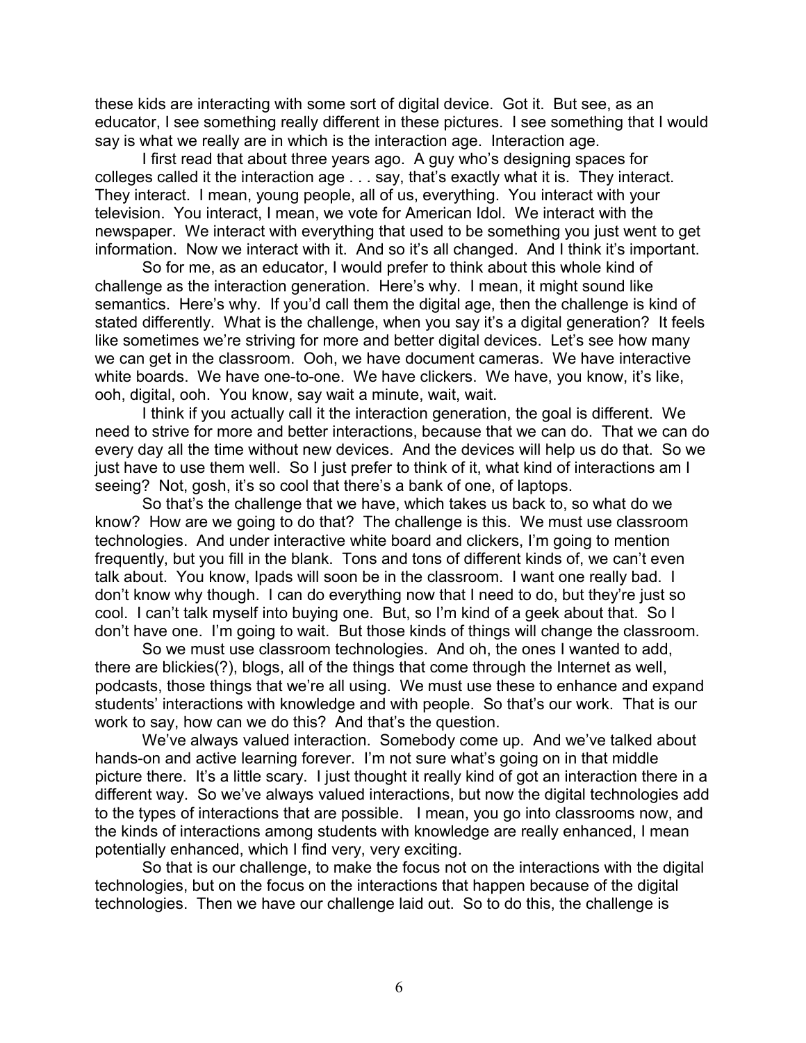these kids are interacting with some sort of digital device. Got it. But see, as an educator, I see something really different in these pictures. I see something that I would say is what we really are in which is the interaction age. Interaction age.

I first read that about three years ago. A guy who's designing spaces for colleges called it the interaction age . . . say, that's exactly what it is. They interact. They interact. I mean, young people, all of us, everything. You interact with your television. You interact, I mean, we vote for American Idol. We interact with the newspaper. We interact with everything that used to be something you just went to get information. Now we interact with it. And so it's all changed. And I think it's important.

So for me, as an educator, I would prefer to think about this whole kind of challenge as the interaction generation. Here's why. I mean, it might sound like semantics. Here's why. If you'd call them the digital age, then the challenge is kind of stated differently. What is the challenge, when you say it's a digital generation? It feels like sometimes we're striving for more and better digital devices. Let's see how many we can get in the classroom. Ooh, we have document cameras. We have interactive white boards. We have one-to-one. We have clickers. We have, you know, it's like, ooh, digital, ooh. You know, say wait a minute, wait, wait.

I think if you actually call it the interaction generation, the goal is different. We need to strive for more and better interactions, because that we can do. That we can do every day all the time without new devices. And the devices will help us do that. So we just have to use them well. So I just prefer to think of it, what kind of interactions am I seeing? Not, gosh, it's so cool that there's a bank of one, of laptops.

So that's the challenge that we have, which takes us back to, so what do we know? How are we going to do that? The challenge is this. We must use classroom technologies. And under interactive white board and clickers, I'm going to mention frequently, but you fill in the blank. Tons and tons of different kinds of, we can't even talk about. You know, Ipads will soon be in the classroom. I want one really bad. I don't know why though. I can do everything now that I need to do, but they're just so cool. I can't talk myself into buying one. But, so I'm kind of a geek about that. So I don't have one. I'm going to wait. But those kinds of things will change the classroom.

So we must use classroom technologies. And oh, the ones I wanted to add, there are blickies(?), blogs, all of the things that come through the Internet as well, podcasts, those things that we're all using. We must use these to enhance and expand students' interactions with knowledge and with people. So that's our work. That is our work to say, how can we do this? And that's the question.

We've always valued interaction. Somebody come up. And we've talked about hands-on and active learning forever. I'm not sure what's going on in that middle picture there. It's a little scary. I just thought it really kind of got an interaction there in a different way. So we've always valued interactions, but now the digital technologies add to the types of interactions that are possible. I mean, you go into classrooms now, and the kinds of interactions among students with knowledge are really enhanced, I mean potentially enhanced, which I find very, very exciting.

So that is our challenge, to make the focus not on the interactions with the digital technologies, but on the focus on the interactions that happen because of the digital technologies. Then we have our challenge laid out. So to do this, the challenge is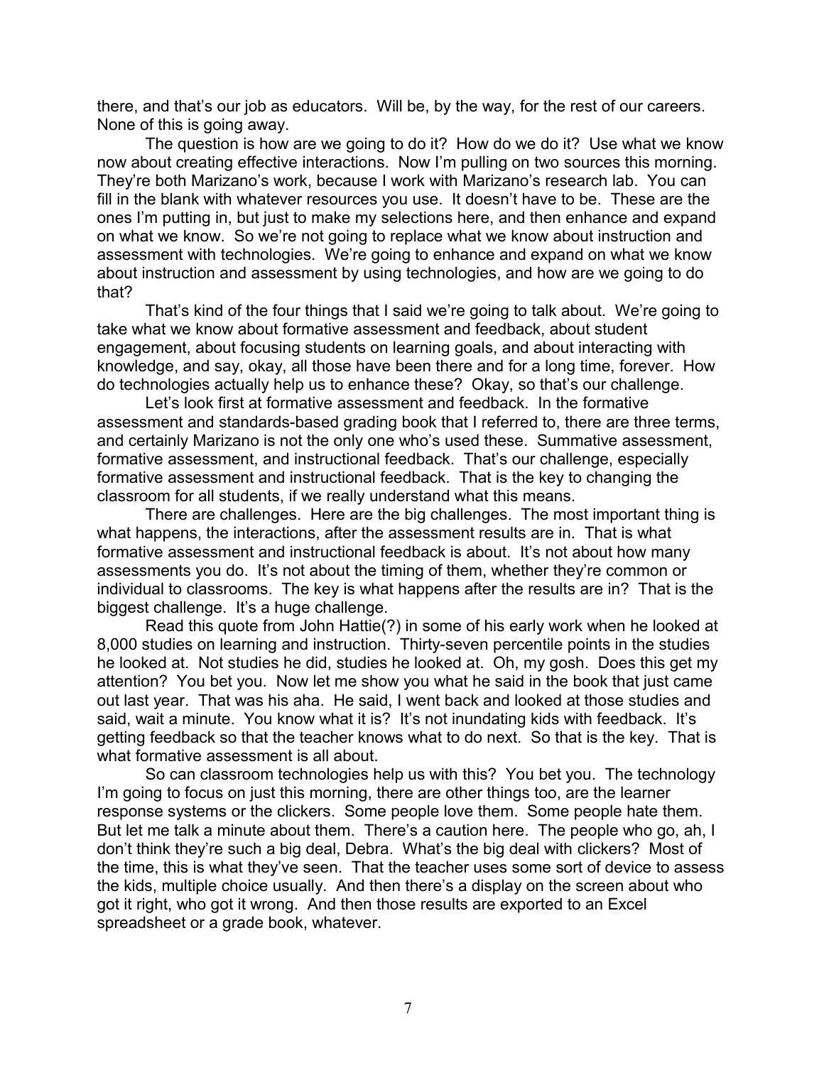there, and that's our job as educators. Will be, by the way, for the rest of our careers. None of this is going away.

The question is how are we going to do it? How do we do it? Use what we know now about creating effective interactions. Now I'm pulling on two sources this morning. They're both Marizano's work, because I work with Marizano's research lab. You can fill in the blank with whatever resources you use. It doesn't have to be. These are the ones I'm putting in, but just to make my selections here, and then enhance and expand on what we know. So we're not going to replace what we know about instruction and assessment with technologies. We're going to enhance and expand on what we know about instruction and assessment by using technologies, and how are we going to do that?

That's kind of the four things that I said we're going to talk about. We're going to take what we know about formative assessment and feedback, about student engagement, about focusing students on learning goals, and about interacting with knowledge, and say, okay, all those have been there and for a long time, forever. How do technologies actually help us to enhance these? Okay, so that's our challenge.

Let's look first at formative assessment and feedback. In the formative assessment and standards-based grading book that I referred to, there are three terms, and certainly Marizano is not the only one who's used these. Summative assessment, formative assessment, and instructional feedback. That's our challenge, especially formative assessment and instructional feedback. That is the key to changing the classroom for all students, if we really understand what this means.

There are challenges. Here are the big challenges. The most important thing is what happens, the interactions, after the assessment results are in. That is what formative assessment and instructional feedback is about. It's not about how many assessments you do. It's not about the timing of them, whether they're common or individual to classrooms. The key is what happens after the results are in? That is the biggest challenge. It's a huge challenge.

Read this quote from John Hattie(?) in some of his early work when he looked at 8,000 studies on learning and instruction. Thirty-seven percentile points in the studies he looked at. Not studies he did, studies he looked at. Oh, my gosh. Does this get my attention? You bet you. Now let me show you what he said in the book that just came out last year. That was his aha. He said, I went back and looked at those studies and said, wait a minute. You know what it is? It's not inundating kids with feedback. It's getting feedback so that the teacher knows what to do next. So that is the key. That is what formative assessment is all about.

So can classroom technologies help us with this? You bet you. The technology I'm going to focus on just this morning, there are other things too, are the learner response systems or the clickers. Some people love them. Some people hate them. But let me talk a minute about them. There's a caution here. The people who go, ah, I don't think they're such a big deal, Debra. What's the big deal with clickers? Most of the time, this is what they've seen. That the teacher uses some sort of device to assess the kids, multiple choice usually. And then there's a display on the screen about who got it right, who got it wrong. And then those results are exported to an Excel spreadsheet or a grade book, whatever.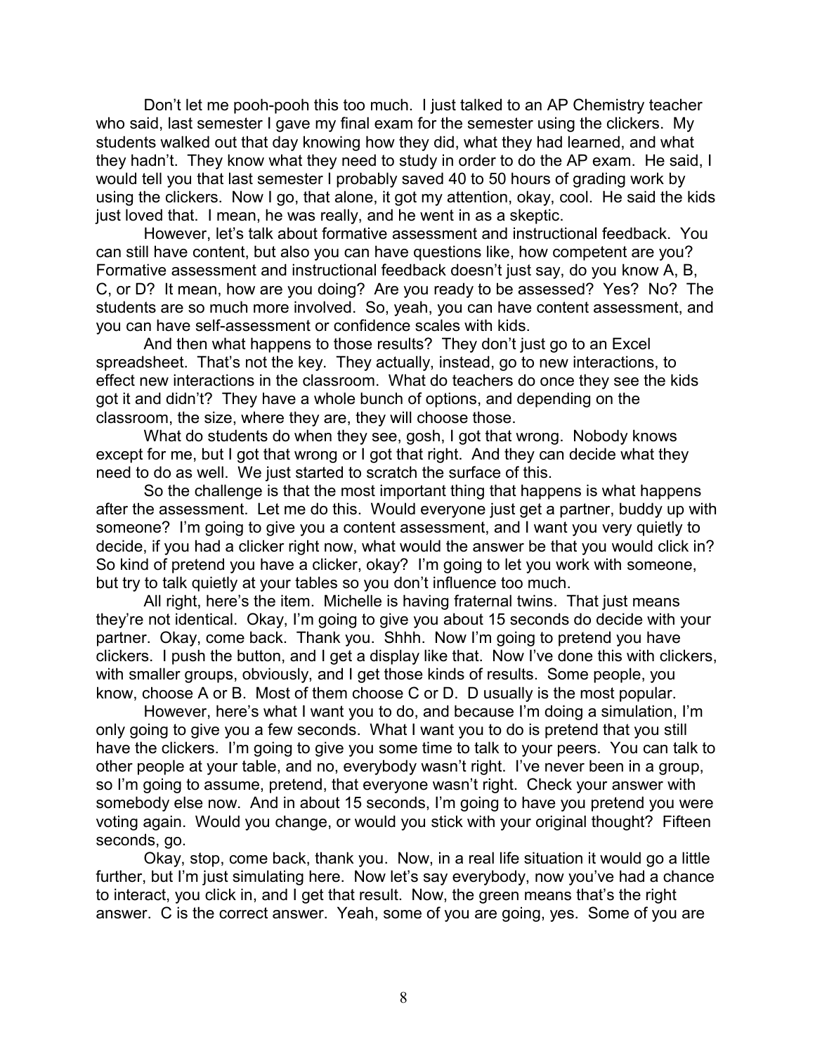Don't let me pooh-pooh this too much. I just talked to an AP Chemistry teacher who said, last semester I gave my final exam for the semester using the clickers. My students walked out that day knowing how they did, what they had learned, and what they hadn't. They know what they need to study in order to do the AP exam. He said, I would tell you that last semester I probably saved 40 to 50 hours of grading work by using the clickers. Now I go, that alone, it got my attention, okay, cool. He said the kids just loved that. I mean, he was really, and he went in as a skeptic.

However, let's talk about formative assessment and instructional feedback. You can still have content, but also you can have questions like, how competent are you? Formative assessment and instructional feedback doesn't just say, do you know A, B, C, or D? It mean, how are you doing? Are you ready to be assessed? Yes? No? The students are so much more involved. So, yeah, you can have content assessment, and you can have self-assessment or confidence scales with kids.

And then what happens to those results? They don't just go to an Excel spreadsheet. That's not the key. They actually, instead, go to new interactions, to effect new interactions in the classroom. What do teachers do once they see the kids got it and didn't? They have a whole bunch of options, and depending on the classroom, the size, where they are, they will choose those.

What do students do when they see, gosh, I got that wrong. Nobody knows except for me, but I got that wrong or I got that right. And they can decide what they need to do as well. We just started to scratch the surface of this.

So the challenge is that the most important thing that happens is what happens after the assessment. Let me do this. Would everyone just get a partner, buddy up with someone? I'm going to give you a content assessment, and I want you very quietly to decide, if you had a clicker right now, what would the answer be that you would click in? So kind of pretend you have a clicker, okay? I'm going to let you work with someone, but try to talk quietly at your tables so you don't influence too much.

All right, here's the item. Michelle is having fraternal twins. That just means they're not identical. Okay, I'm going to give you about 15 seconds do decide with your partner. Okay, come back. Thank you. Shhh. Now I'm going to pretend you have clickers. I push the button, and I get a display like that. Now I've done this with clickers, with smaller groups, obviously, and I get those kinds of results. Some people, you know, choose A or B. Most of them choose C or D. D usually is the most popular.

However, here's what I want you to do, and because I'm doing a simulation, I'm only going to give you a few seconds. What I want you to do is pretend that you still have the clickers. I'm going to give you some time to talk to your peers. You can talk to other people at your table, and no, everybody wasn't right. I've never been in a group, so I'm going to assume, pretend, that everyone wasn't right. Check your answer with somebody else now. And in about 15 seconds, I'm going to have you pretend you were voting again. Would you change, or would you stick with your original thought? Fifteen seconds, go.

Okay, stop, come back, thank you. Now, in a real life situation it would go a little further, but I'm just simulating here. Now let's say everybody, now you've had a chance to interact, you click in, and I get that result. Now, the green means that's the right answer. C is the correct answer. Yeah, some of you are going, yes. Some of you are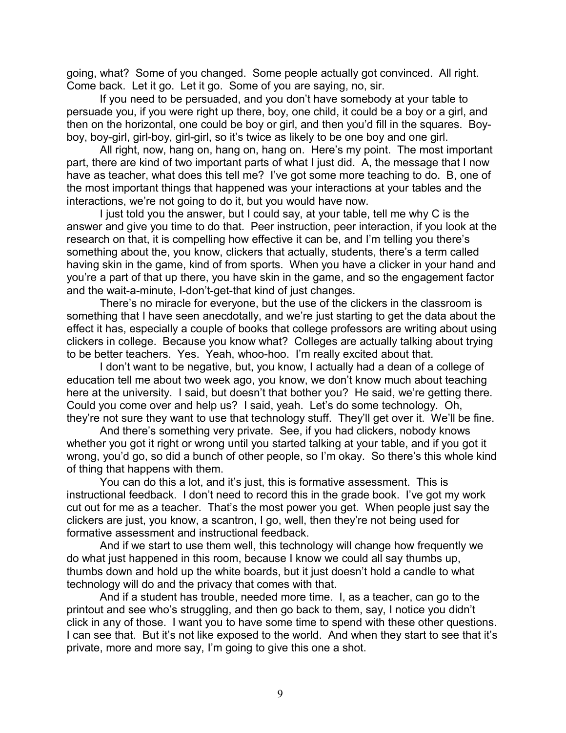going, what? Some of you changed. Some people actually got convinced. All right. Come back. Let it go. Let it go. Some of you are saying, no, sir.

If you need to be persuaded, and you don't have somebody at your table to persuade you, if you were right up there, boy, one child, it could be a boy or a girl, and then on the horizontal, one could be boy or girl, and then you'd fill in the squares. Boy-boy, boy-girl, girl-boy, girl-girl, so it's twice as likely to be one boy and one girl.

All right, now, hang on, hang on, hang on. Here's my point. The most important part, there are kind of two important parts of what I just did. A, the message that I now have as teacher, what does this tell me? I've got some more teaching to do. B, one of the most important things that happened was your interactions at your tables and the interactions, we're not going to do it, but you would have now.

I just told you the answer, but I could say, at your table, tell me why C is the answer and give you time to do that. Peer instruction, peer interaction, if you look at the research on that, it is compelling how effective it can be, and I'm telling you there's something about the, you know, clickers that actually, students, there's a term called having skin in the game, kind of from sports. When you have a clicker in your hand and you're a part of that up there, you have skin in the game, and so the engagement factor and the wait-a-minute, I-don't-get-that kind of just changes.

There's no miracle for everyone, but the use of the clickers in the classroom is something that I have seen anecdotally, and we're just starting to get the data about the effect it has, especially a couple of books that college professors are writing about using clickers in college. Because you know what? Colleges are actually talking about trying to be better teachers. Yes. Yeah, whoo-hoo. I'm really excited about that.

I don't want to be negative, but, you know, I actually had a dean of a college of education tell me about two week ago, you know, we don't know much about teaching here at the university. I said, but doesn't that bother you? He said, we're getting there. Could you come over and help us? I said, yeah. Let's do some technology. Oh, they're not sure they want to use that technology stuff. They'll get over it. We'll be fine.

And there's something very private. See, if you had clickers, nobody knows whether you got it right or wrong until you started talking at your table, and if you got it wrong, you'd go, so did a bunch of other people, so I'm okay. So there's this whole kind of thing that happens with them.

You can do this a lot, and it's just, this is formative assessment. This is instructional feedback. I don't need to record this in the grade book. I've got my work cut out for me as a teacher. That's the most power you get. When people just say the clickers are just, you know, a scantron, I go, well, then they're not being used for formative assessment and instructional feedback.

And if we start to use them well, this technology will change how frequently we do what just happened in this room, because I know we could all say thumbs up, thumbs down and hold up the white boards, but it just doesn't hold a candle to what technology will do and the privacy that comes with that.

And if a student has trouble, needed more time. I, as a teacher, can go to the printout and see who's struggling, and then go back to them, say, I notice you didn't click in any of those. I want you to have some time to spend with these other questions. I can see that. But it's not like exposed to the world. And when they start to see that it's private, more and more say, I'm going to give this one a shot.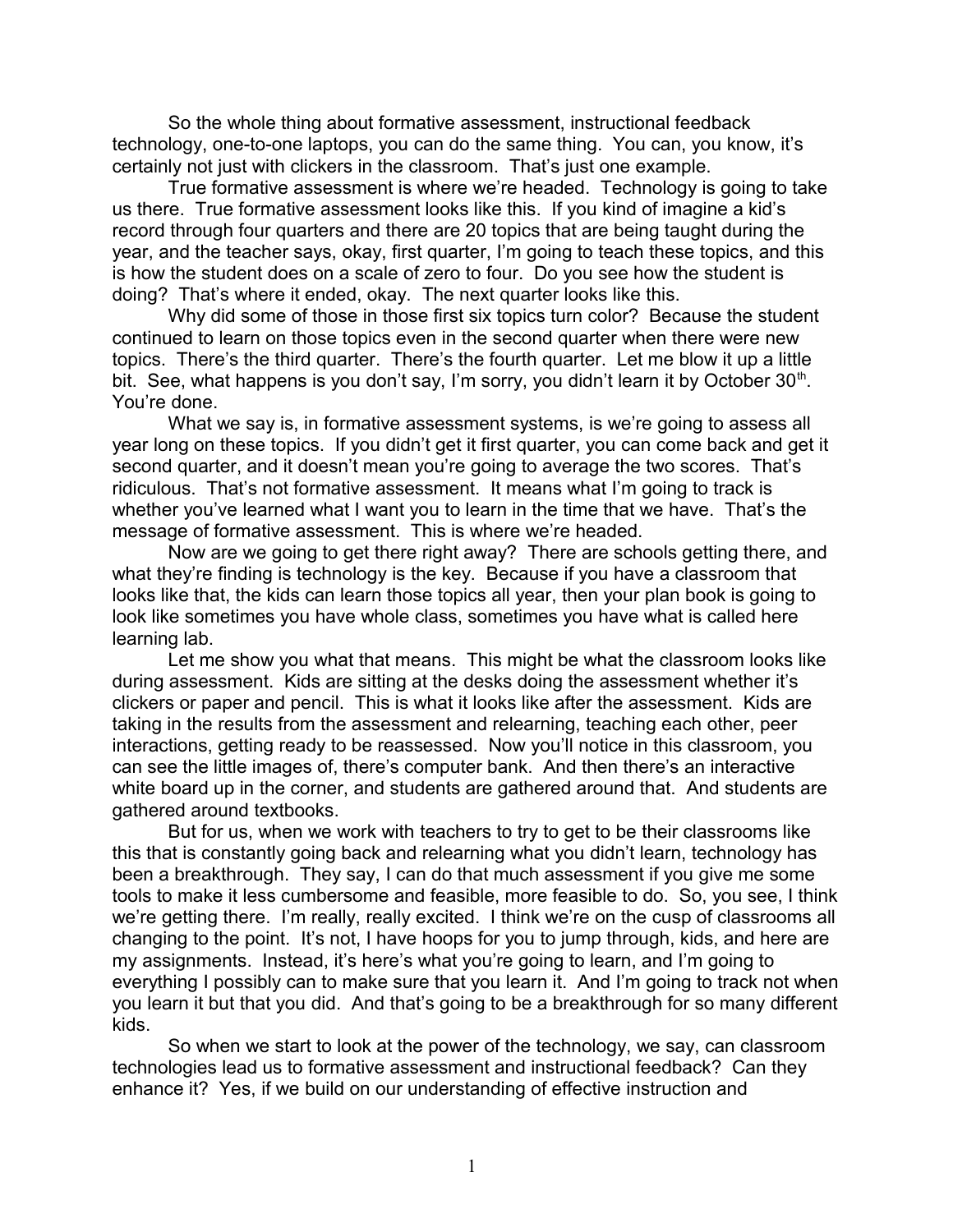So the whole thing about formative assessment, instructional feedback technology, one-to-one laptops, you can do the same thing. You can, you know, it's certainly not just with clickers in the classroom. That's just one example.

True formative assessment is where we're headed. Technology is going to take us there. True formative assessment looks like this. If you kind of imagine a kid's record through four quarters and there are 20 topics that are being taught during the year, and the teacher says, okay, first quarter, I'm going to teach these topics, and this is how the student does on a scale of zero to four. Do you see how the student is doing? That's where it ended, okay. The next quarter looks like this.

Why did some of those in those first six topics turn color? Because the student continued to learn on those topics even in the second quarter when there were new topics. There's the third quarter. There's the fourth quarter. Let me blow it up a little bit. See, what happens is you don't say, I'm sorry, you didn't learn it by October 30th. You're done.

What we say is, in formative assessment systems, is we're going to assess all year long on these topics. If you didn't get it first quarter, you can come back and get it second quarter, and it doesn't mean you're going to average the two scores. That's ridiculous. That's not formative assessment. It means what I'm going to track is whether you've learned what I want you to learn in the time that we have. That's the message of formative assessment. This is where we're headed.

Now are we going to get there right away? There are schools getting there, and what they're finding is technology is the key. Because if you have a classroom that looks like that, the kids can learn those topics all year, then your plan book is going to look like sometimes you have whole class, sometimes you have what is called here learning lab.

Let me show you what that means. This might be what the classroom looks like during assessment. Kids are sitting at the desks doing the assessment whether it's clickers or paper and pencil. This is what it looks like after the assessment. Kids are taking in the results from the assessment and relearning, teaching each other, peer interactions, getting ready to be reassessed. Now you'll notice in this classroom, you can see the little images of, there's computer bank. And then there's an interactive white board up in the corner, and students are gathered around that. And students are gathered around textbooks.

But for us, when we work with teachers to try to get to be their classrooms like this that is constantly going back and relearning what you didn't learn, technology has been a breakthrough. They say, I can do that much assessment if you give me some tools to make it less cumbersome and feasible, more feasible to do. So, you see, I think we're getting there. I'm really, really excited. I think we're on the cusp of classrooms all changing to the point. It's not, I have hoops for you to jump through, kids, and here are my assignments. Instead, it's here's what you're going to learn, and I'm going to everything I possibly can to make sure that you learn it. And I'm going to track not when you learn it but that you did. And that's going to be a breakthrough for so many different kids.

So when we start to look at the power of the technology, we say, can classroom technologies lead us to formative assessment and instructional feedback? Can they enhance it? Yes, if we build on our understanding of effective instruction and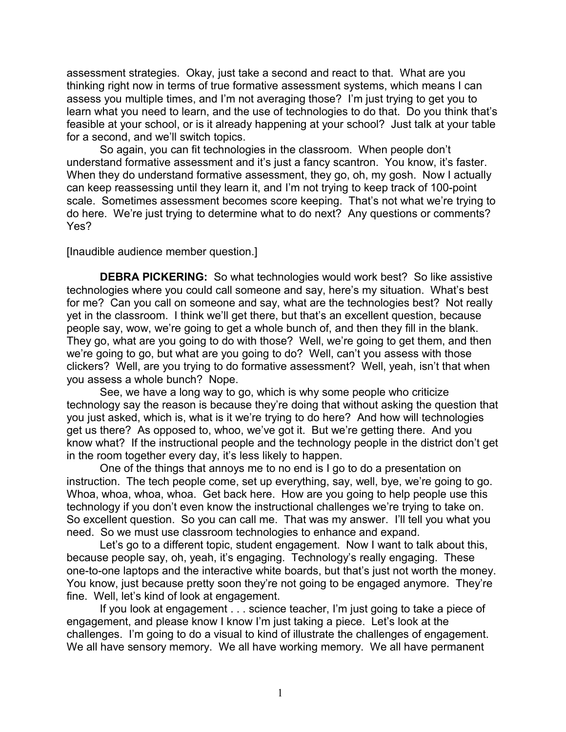assessment strategies. Okay, just take a second and react to that. What are you thinking right now in terms of true formative assessment systems, which means I can assess you multiple times, and I'm not averaging those? I'm just trying to get you to learn what you need to learn, and the use of technologies to do that. Do you think that's feasible at your school, or is it already happening at your school? Just talk at your table for a second, and we'll switch topics.

So again, you can fit technologies in the classroom. When people don't understand formative assessment and it's just a fancy scantron. You know, it's faster. When they do understand formative assessment, they go, oh, my gosh. Now I actually can keep reassessing until they learn it, and I'm not trying to keep track of 100-point scale. Sometimes assessment becomes score keeping. That's not what we're trying to do here. We're just trying to determine what to do next? Any questions or comments? Yes?

[Inaudible audience member question.]

**DEBRA PICKERING:** So what technologies would work best? So like assistive technologies where you could call someone and say, here's my situation. What's best for me? Can you call on someone and say, what are the technologies best? Not really yet in the classroom. I think we'll get there, but that's an excellent question, because people say, wow, we're going to get a whole bunch of, and then they fill in the blank. They go, what are you going to do with those? Well, we're going to get them, and then we're going to go, but what are you going to do? Well, can't you assess with those clickers? Well, are you trying to do formative assessment? Well, yeah, isn't that when you assess a whole bunch? Nope.

See, we have a long way to go, which is why some people who criticize technology say the reason is because they're doing that without asking the question that you just asked, which is, what is it we're trying to do here? And how will technologies get us there? As opposed to, whoo, we've got it. But we're getting there. And you know what? If the instructional people and the technology people in the district don't get in the room together every day, it's less likely to happen.

One of the things that annoys me to no end is I go to do a presentation on instruction. The tech people come, set up everything, say, well, bye, we're going to go. Whoa, whoa, whoa, whoa. Get back here. How are you going to help people use this technology if you don't even know the instructional challenges we're trying to take on. So excellent question. So you can call me. That was my answer. I'll tell you what you need. So we must use classroom technologies to enhance and expand.

Let's go to a different topic, student engagement. Now I want to talk about this, because people say, oh, yeah, it's engaging. Technology's really engaging. These one-to-one laptops and the interactive white boards, but that's just not worth the money. You know, just because pretty soon they're not going to be engaged anymore. They're fine. Well, let's kind of look at engagement.

If you look at engagement . . . science teacher, I'm just going to take a piece of engagement, and please know I know I'm just taking a piece. Let's look at the challenges. I'm going to do a visual to kind of illustrate the challenges of engagement. We all have sensory memory. We all have working memory. We all have permanent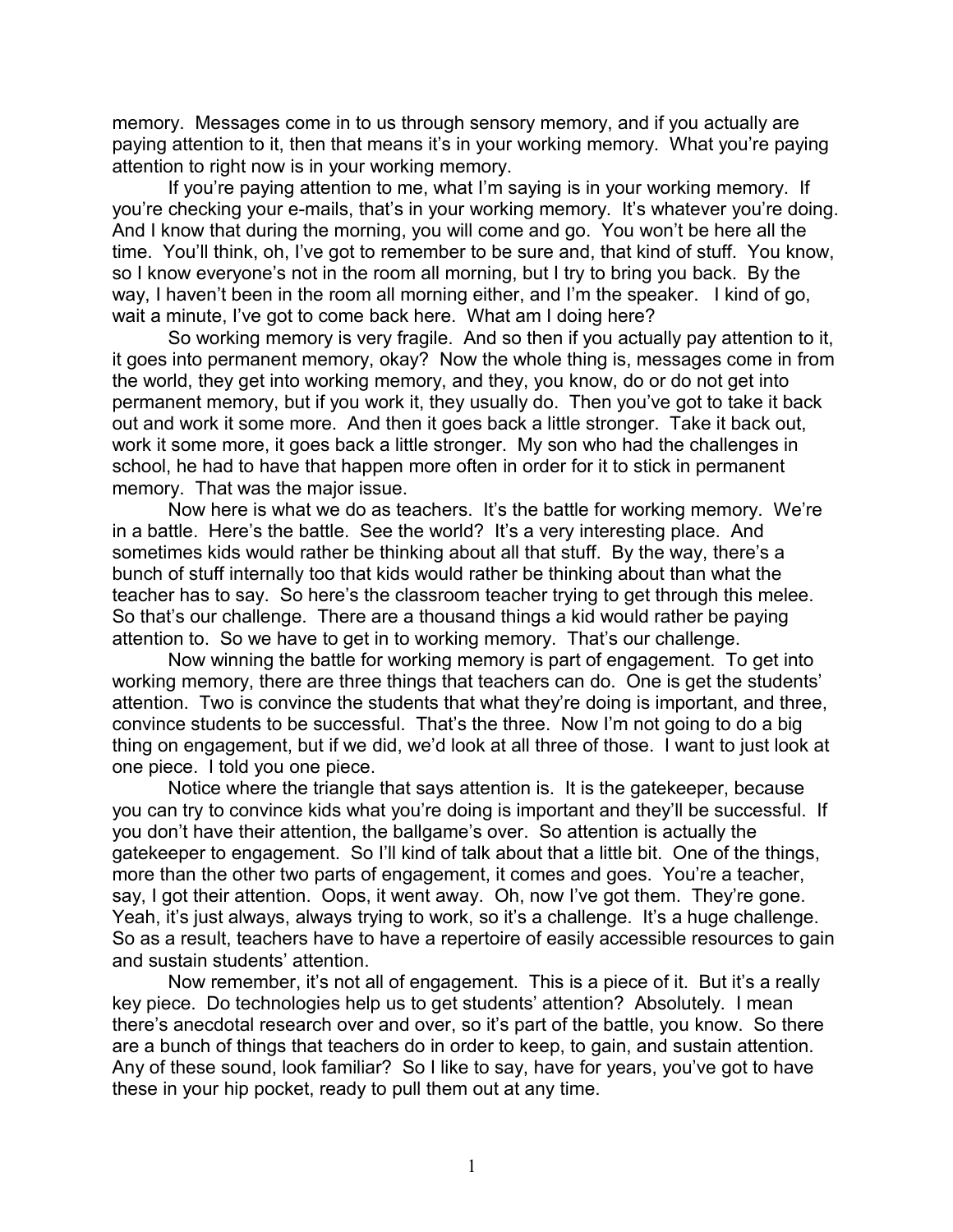memory. Messages come in to us through sensory memory, and if you actually are paying attention to it, then that means it's in your working memory. What you're paying attention to right now is in your working memory.

If you're paying attention to me, what I'm saying is in your working memory. If you're checking your e-mails, that's in your working memory. It's whatever you're doing. And I know that during the morning, you will come and go. You won't be here all the time. You'll think, oh, I've got to remember to be sure and, that kind of stuff. You know, so I know everyone's not in the room all morning, but I try to bring you back. By the way, I haven't been in the room all morning either, and I'm the speaker. I kind of go, wait a minute, I've got to come back here. What am I doing here?

So working memory is very fragile. And so then if you actually pay attention to it, it goes into permanent memory, okay? Now the whole thing is, messages come in from the world, they get into working memory, and they, you know, do or do not get into permanent memory, but if you work it, they usually do. Then you've got to take it back out and work it some more. And then it goes back a little stronger. Take it back out, work it some more, it goes back a little stronger. My son who had the challenges in school, he had to have that happen more often in order for it to stick in permanent memory. That was the major issue.

Now here is what we do as teachers. It's the battle for working memory. We're in a battle. Here's the battle. See the world? It's a very interesting place. And sometimes kids would rather be thinking about all that stuff. By the way, there's a bunch of stuff internally too that kids would rather be thinking about than what the teacher has to say. So here's the classroom teacher trying to get through this melee. So that's our challenge. There are a thousand things a kid would rather be paying attention to. So we have to get in to working memory. That's our challenge.

Now winning the battle for working memory is part of engagement. To get into working memory, there are three things that teachers can do. One is get the students' attention. Two is convince the students that what they're doing is important, and three, convince students to be successful. That's the three. Now I'm not going to do a big thing on engagement, but if we did, we'd look at all three of those. I want to just look at one piece. I told you one piece.

Notice where the triangle that says attention is. It is the gatekeeper, because you can try to convince kids what you're doing is important and they'll be successful. If you don't have their attention, the ballgame's over. So attention is actually the gatekeeper to engagement. So I'll kind of talk about that a little bit. One of the things, more than the other two parts of engagement, it comes and goes. You're a teacher, say, I got their attention. Oops, it went away. Oh, now I've got them. They're gone. Yeah, it's just always, always trying to work, so it's a challenge. It's a huge challenge. So as a result, teachers have to have a repertoire of easily accessible resources to gain and sustain students' attention.

Now remember, it's not all of engagement. This is a piece of it. But it's a really key piece. Do technologies help us to get students' attention? Absolutely. I mean there's anecdotal research over and over, so it's part of the battle, you know. So there are a bunch of things that teachers do in order to keep, to gain, and sustain attention. Any of these sound, look familiar? So I like to say, have for years, you've got to have these in your hip pocket, ready to pull them out at any time.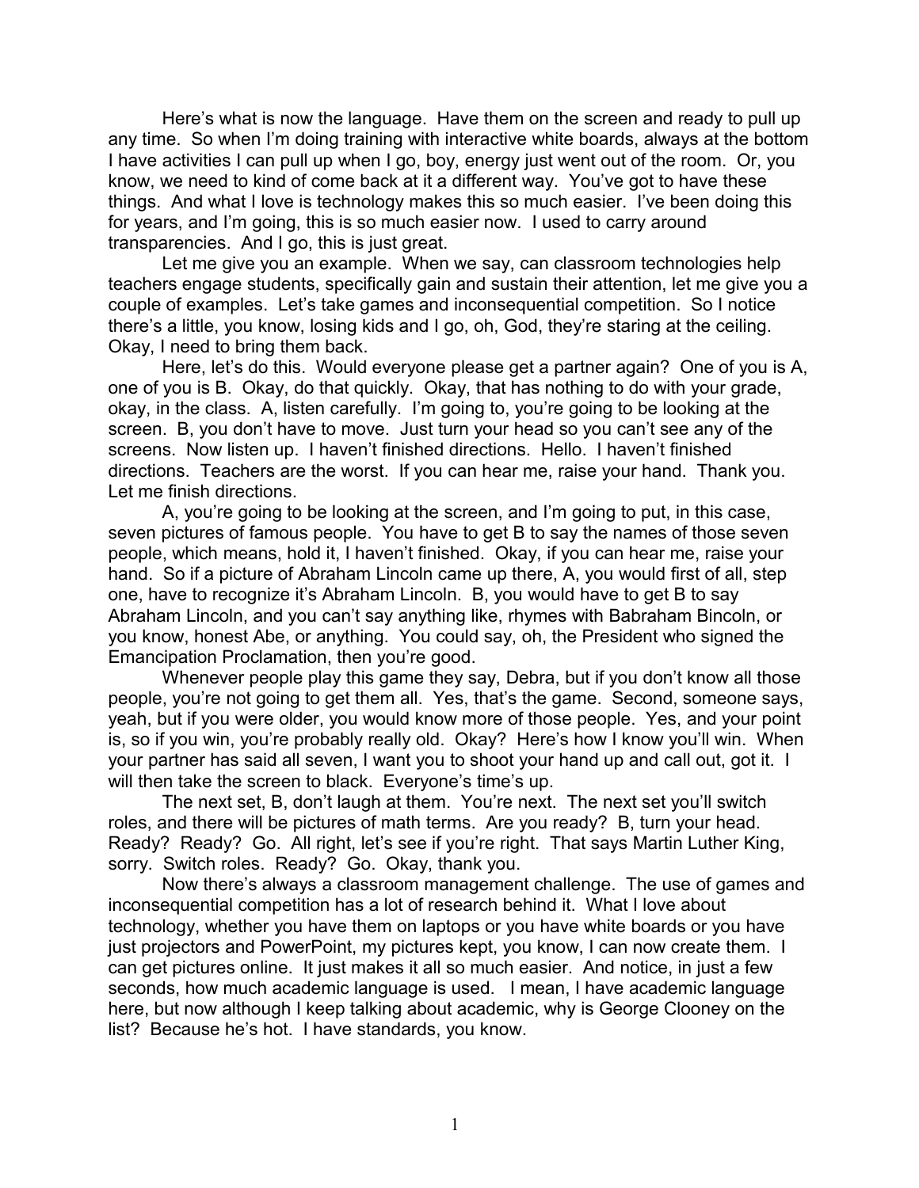Here's what is now the language. Have them on the screen and ready to pull up any time. So when I'm doing training with interactive white boards, always at the bottom I have activities I can pull up when I go, boy, energy just went out of the room. Or, you know, we need to kind of come back at it a different way. You've got to have these things. And what I love is technology makes this so much easier. I've been doing this for years, and I'm going, this is so much easier now. I used to carry around transparencies. And I go, this is just great.

Let me give you an example. When we say, can classroom technologies help teachers engage students, specifically gain and sustain their attention, let me give you a couple of examples. Let's take games and inconsequential competition. So I notice there's a little, you know, losing kids and I go, oh, God, they're staring at the ceiling. Okay, I need to bring them back.

Here, let's do this. Would everyone please get a partner again? One of you is A, one of you is B. Okay, do that quickly. Okay, that has nothing to do with your grade, okay, in the class. A, listen carefully. I'm going to, you're going to be looking at the screen. B, you don't have to move. Just turn your head so you can't see any of the screens. Now listen up. I haven't finished directions. Hello. I haven't finished directions. Teachers are the worst. If you can hear me, raise your hand. Thank you. Let me finish directions.

A, you're going to be looking at the screen, and I'm going to put, in this case, seven pictures of famous people. You have to get B to say the names of those seven people, which means, hold it, I haven't finished. Okay, if you can hear me, raise your hand. So if a picture of Abraham Lincoln came up there, A, you would first of all, step one, have to recognize it's Abraham Lincoln. B, you would have to get B to say Abraham Lincoln, and you can't say anything like, rhymes with Babraham Bincoln, or you know, honest Abe, or anything. You could say, oh, the President who signed the Emancipation Proclamation, then you're good.

Whenever people play this game they say, Debra, but if you don't know all those people, you're not going to get them all. Yes, that's the game. Second, someone says, yeah, but if you were older, you would know more of those people. Yes, and your point is, so if you win, you're probably really old. Okay? Here's how I know you'll win. When your partner has said all seven, I want you to shoot your hand up and call out, got it. I will then take the screen to black. Everyone's time's up.

The next set, B, don't laugh at them. You're next. The next set you'll switch roles, and there will be pictures of math terms. Are you ready? B, turn your head. Ready? Ready? Go. All right, let's see if you're right. That says Martin Luther King, sorry. Switch roles. Ready? Go. Okay, thank you.

Now there's always a classroom management challenge. The use of games and inconsequential competition has a lot of research behind it. What I love about technology, whether you have them on laptops or you have white boards or you have just projectors and PowerPoint, my pictures kept, you know, I can now create them. I can get pictures online. It just makes it all so much easier. And notice, in just a few seconds, how much academic language is used. I mean, I have academic language here, but now although I keep talking about academic, why is George Clooney on the list? Because he's hot. I have standards, you know.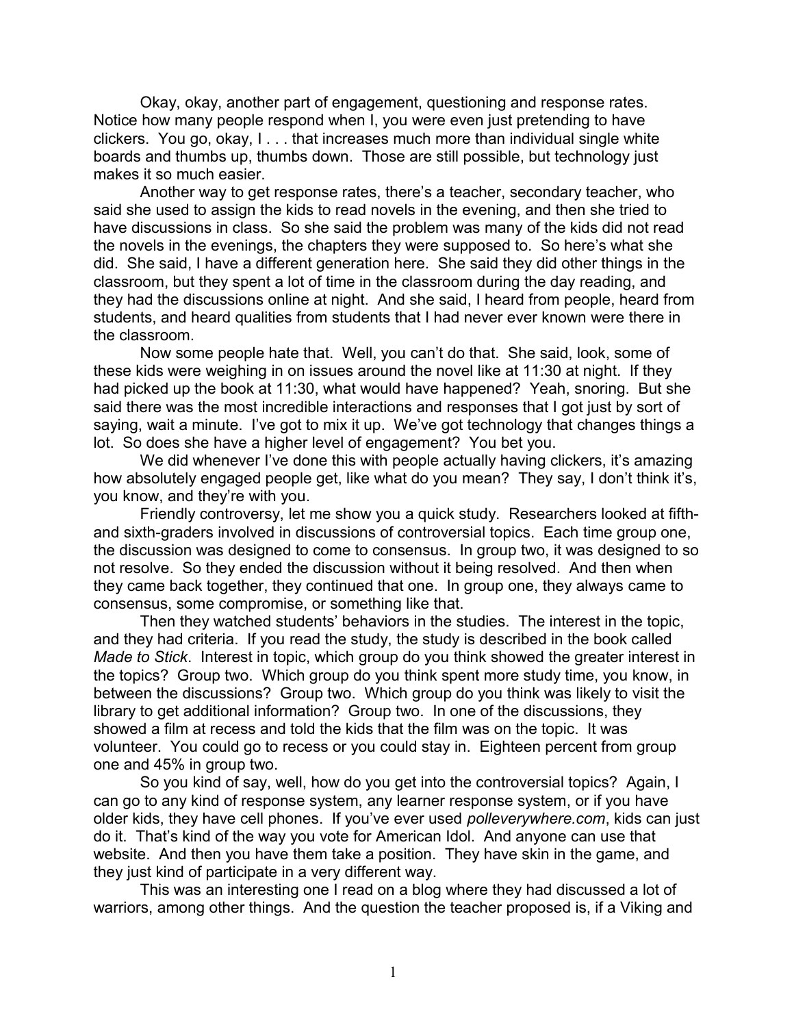Okay, okay, another part of engagement, questioning and response rates. Notice how many people respond when I, you were even just pretending to have clickers. You go, okay, I . . . that increases much more than individual single white boards and thumbs up, thumbs down. Those are still possible, but technology just makes it so much easier.

Another way to get response rates, there's a teacher, secondary teacher, who said she used to assign the kids to read novels in the evening, and then she tried to have discussions in class. So she said the problem was many of the kids did not read the novels in the evenings, the chapters they were supposed to. So here's what she did. She said, I have a different generation here. She said they did other things in the classroom, but they spent a lot of time in the classroom during the day reading, and they had the discussions online at night. And she said, I heard from people, heard from students, and heard qualities from students that I had never ever known were there in the classroom.

Now some people hate that. Well, you can't do that. She said, look, some of these kids were weighing in on issues around the novel like at 11:30 at night. If they had picked up the book at 11:30, what would have happened? Yeah, snoring. But she said there was the most incredible interactions and responses that I got just by sort of saying, wait a minute. I've got to mix it up. We've got technology that changes things a lot. So does she have a higher level of engagement? You bet you.

We did whenever I've done this with people actually having clickers, it's amazing how absolutely engaged people get, like what do you mean? They say, I don't think it's, you know, and they're with you.

Friendly controversy, let me show you a quick study. Researchers looked at fifth- and sixth-graders involved in discussions of controversial topics. Each time group one, the discussion was designed to come to consensus. In group two, it was designed to so not resolve. So they ended the discussion without it being resolved. And then when they came back together, they continued that one. In group one, they always came to consensus, some compromise, or something like that.

Then they watched students' behaviors in the studies. The interest in the topic, and they had criteria. If you read the study, the study is described in the book called *Made to Stick*. Interest in topic, which group do you think showed the greater interest in the topics? Group two. Which group do you think spent more study time, you know, in between the discussions? Group two. Which group do you think was likely to visit the library to get additional information? Group two. In one of the discussions, they showed a film at recess and told the kids that the film was on the topic. It was volunteer. You could go to recess or you could stay in. Eighteen percent from group one and 45% in group two.

So you kind of say, well, how do you get into the controversial topics? Again, I can go to any kind of response system, any learner response system, or if you have older kids, they have cell phones. If you've ever used *polleverywhere.com*, kids can just do it. That's kind of the way you vote for American Idol. And anyone can use that website. And then you have them take a position. They have skin in the game, and they just kind of participate in a very different way.

This was an interesting one I read on a blog where they had discussed a lot of warriors, among other things. And the question the teacher proposed is, if a Viking and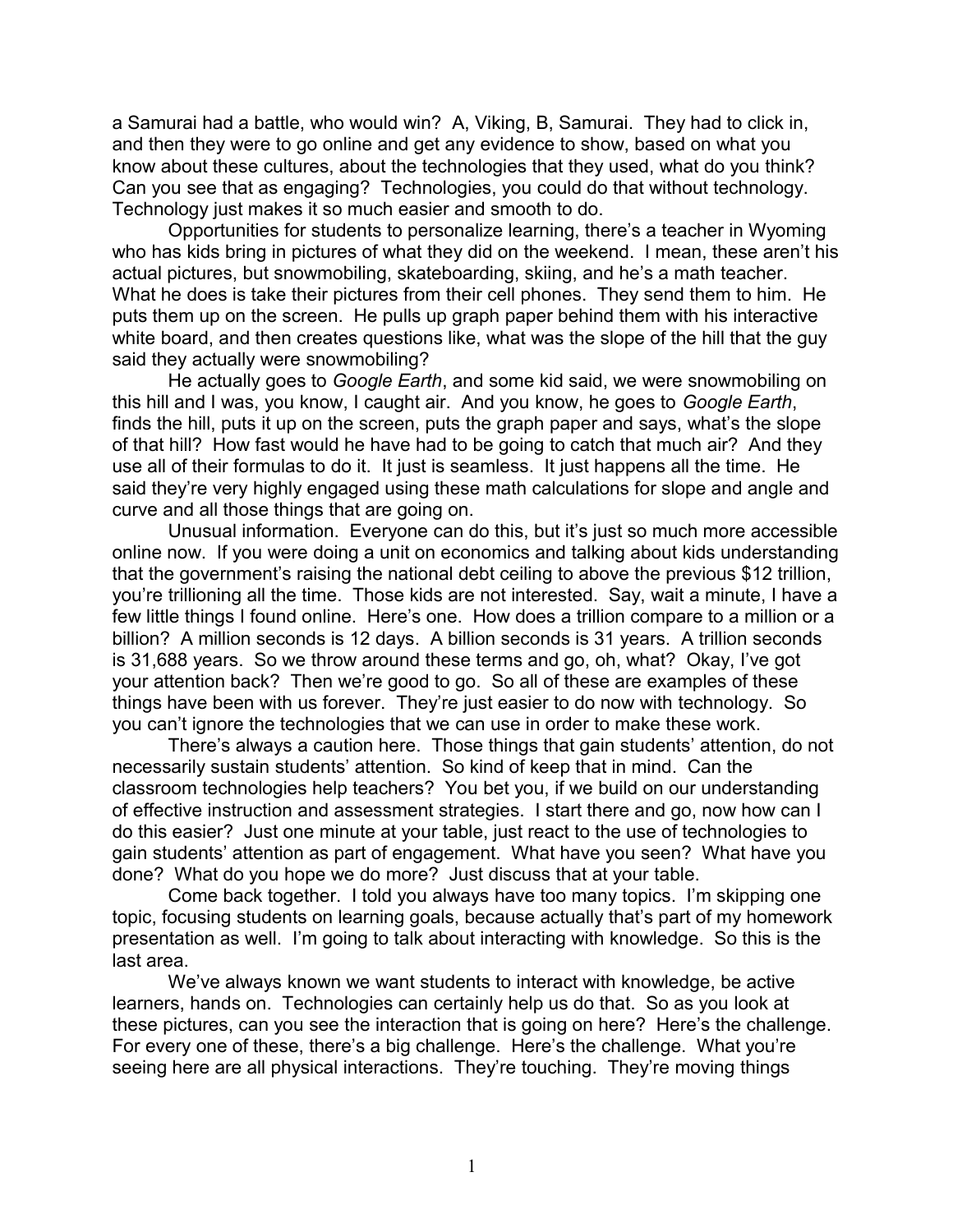a Samurai had a battle, who would win? A, Viking, B, Samurai. They had to click in, and then they were to go online and get any evidence to show, based on what you know about these cultures, about the technologies that they used, what do you think? Can you see that as engaging? Technologies, you could do that without technology. Technology just makes it so much easier and smooth to do.

Opportunities for students to personalize learning, there's a teacher in Wyoming who has kids bring in pictures of what they did on the weekend. I mean, these aren't his actual pictures, but snowmobiling, skateboarding, skiing, and he's a math teacher. What he does is take their pictures from their cell phones. They send them to him. He puts them up on the screen. He pulls up graph paper behind them with his interactive white board, and then creates questions like, what was the slope of the hill that the guy said they actually were snowmobiling?

He actually goes to *Google Earth*, and some kid said, we were snowmobiling on this hill and I was, you know, I caught air. And you know, he goes to *Google Earth*, finds the hill, puts it up on the screen, puts the graph paper and says, what's the slope of that hill? How fast would he have had to be going to catch that much air? And they use all of their formulas to do it. It just is seamless. It just happens all the time. He said they're very highly engaged using these math calculations for slope and angle and curve and all those things that are going on.

Unusual information. Everyone can do this, but it's just so much more accessible online now. If you were doing a unit on economics and talking about kids understanding that the government's raising the national debt ceiling to above the previous $12 trillion, you're trillioning all the time. Those kids are not interested. Say, wait a minute, I have a few little things I found online. Here's one. How does a trillion compare to a million or a billion? A million seconds is 12 days. A billion seconds is 31 years. A trillion seconds is 31,688 years. So we throw around these terms and go, oh, what? Okay, I've got your attention back? Then we're good to go. So all of these are examples of these things have been with us forever. They're just easier to do now with technology. So you can't ignore the technologies that we can use in order to make these work.

There's always a caution here. Those things that gain students' attention, do not necessarily sustain students' attention. So kind of keep that in mind. Can the classroom technologies help teachers? You bet you, if we build on our understanding of effective instruction and assessment strategies. I start there and go, now how can I do this easier? Just one minute at your table, just react to the use of technologies to gain students' attention as part of engagement. What have you seen? What have you done? What do you hope we do more? Just discuss that at your table.

Come back together. I told you always have too many topics. I'm skipping one topic, focusing students on learning goals, because actually that's part of my homework presentation as well. I'm going to talk about interacting with knowledge. So this is the last area.

We've always known we want students to interact with knowledge, be active learners, hands on. Technologies can certainly help us do that. So as you look at these pictures, can you see the interaction that is going on here? Here's the challenge. For every one of these, there's a big challenge. Here's the challenge. What you're seeing here are all physical interactions. They're touching. They're moving things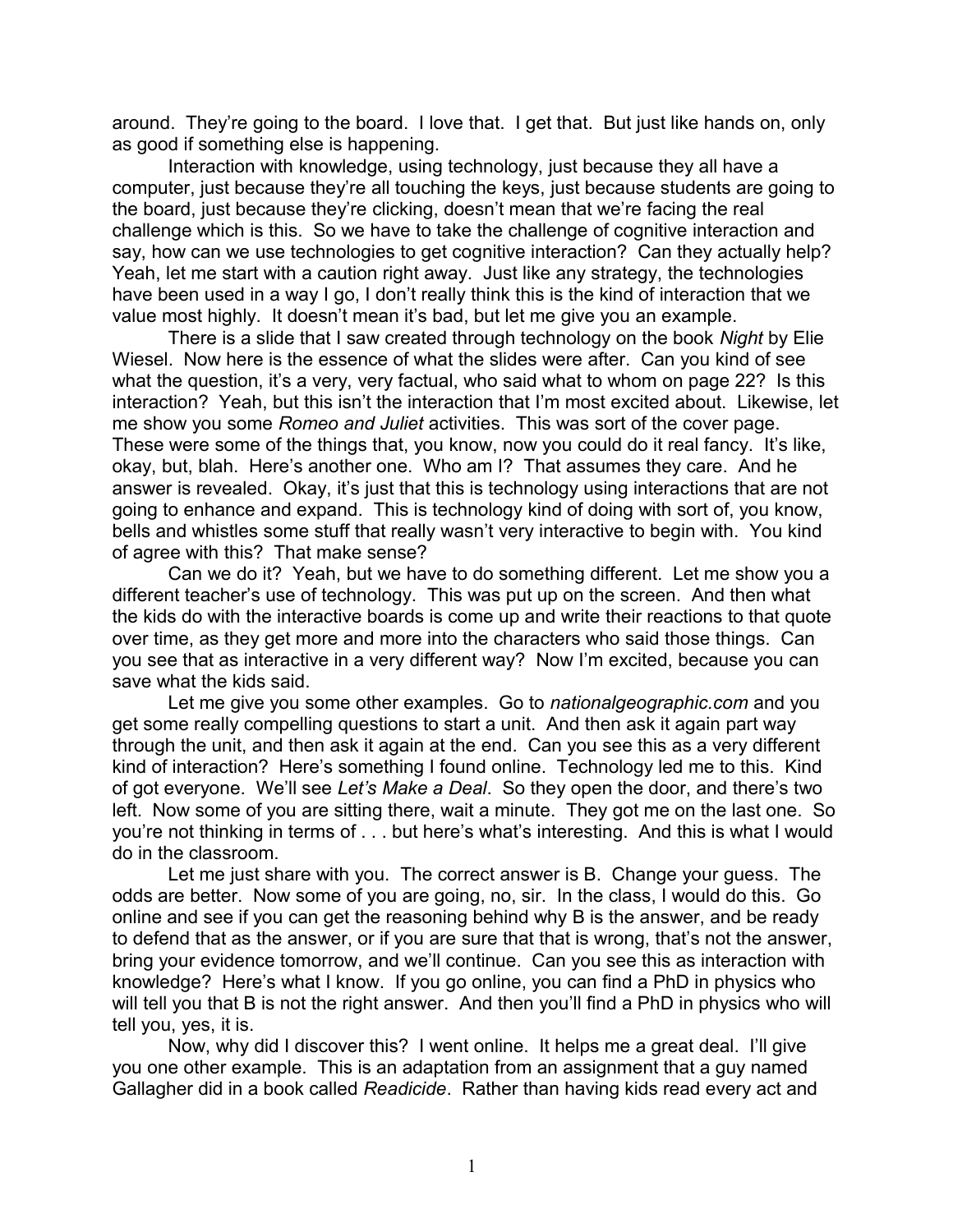around. They're going to the board. I love that. I get that. But just like hands on, only as good if something else is happening.

Interaction with knowledge, using technology, just because they all have a computer, just because they're all touching the keys, just because students are going to the board, just because they're clicking, doesn't mean that we're facing the real challenge which is this. So we have to take the challenge of cognitive interaction and say, how can we use technologies to get cognitive interaction? Can they actually help? Yeah, let me start with a caution right away. Just like any strategy, the technologies have been used in a way I go, I don't really think this is the kind of interaction that we value most highly. It doesn't mean it's bad, but let me give you an example.

There is a slide that I saw created through technology on the book *Night* by Elie Wiesel. Now here is the essence of what the slides were after. Can you kind of see what the question, it's a very, very factual, who said what to whom on page 22? Is this interaction? Yeah, but this isn't the interaction that I'm most excited about. Likewise, let me show you some *Romeo and Juliet* activities. This was sort of the cover page. These were some of the things that, you know, now you could do it real fancy. It's like, okay, but, blah. Here's another one. Who am I? That assumes they care. And he answer is revealed. Okay, it's just that this is technology using interactions that are not going to enhance and expand. This is technology kind of doing with sort of, you know, bells and whistles some stuff that really wasn't very interactive to begin with. You kind of agree with this? That make sense?

Can we do it? Yeah, but we have to do something different. Let me show you a different teacher's use of technology. This was put up on the screen. And then what the kids do with the interactive boards is come up and write their reactions to that quote over time, as they get more and more into the characters who said those things. Can you see that as interactive in a very different way? Now I'm excited, because you can save what the kids said.

Let me give you some other examples. Go to *nationalgeographic.com* and you get some really compelling questions to start a unit. And then ask it again part way through the unit, and then ask it again at the end. Can you see this as a very different kind of interaction? Here's something I found online. Technology led me to this. Kind of got everyone. We'll see *Let's Make a Deal*. So they open the door, and there's two left. Now some of you are sitting there, wait a minute. They got me on the last one. So you're not thinking in terms of . . . but here's what's interesting. And this is what I would do in the classroom.

Let me just share with you. The correct answer is B. Change your guess. The odds are better. Now some of you are going, no, sir. In the class, I would do this. Go online and see if you can get the reasoning behind why B is the answer, and be ready to defend that as the answer, or if you are sure that that is wrong, that's not the answer, bring your evidence tomorrow, and we'll continue. Can you see this as interaction with knowledge? Here's what I know. If you go online, you can find a PhD in physics who will tell you that B is not the right answer. And then you'll find a PhD in physics who will tell you, yes, it is.

Now, why did I discover this? I went online. It helps me a great deal. I'll give you one other example. This is an adaptation from an assignment that a guy named Gallagher did in a book called *Readicide*. Rather than having kids read every act and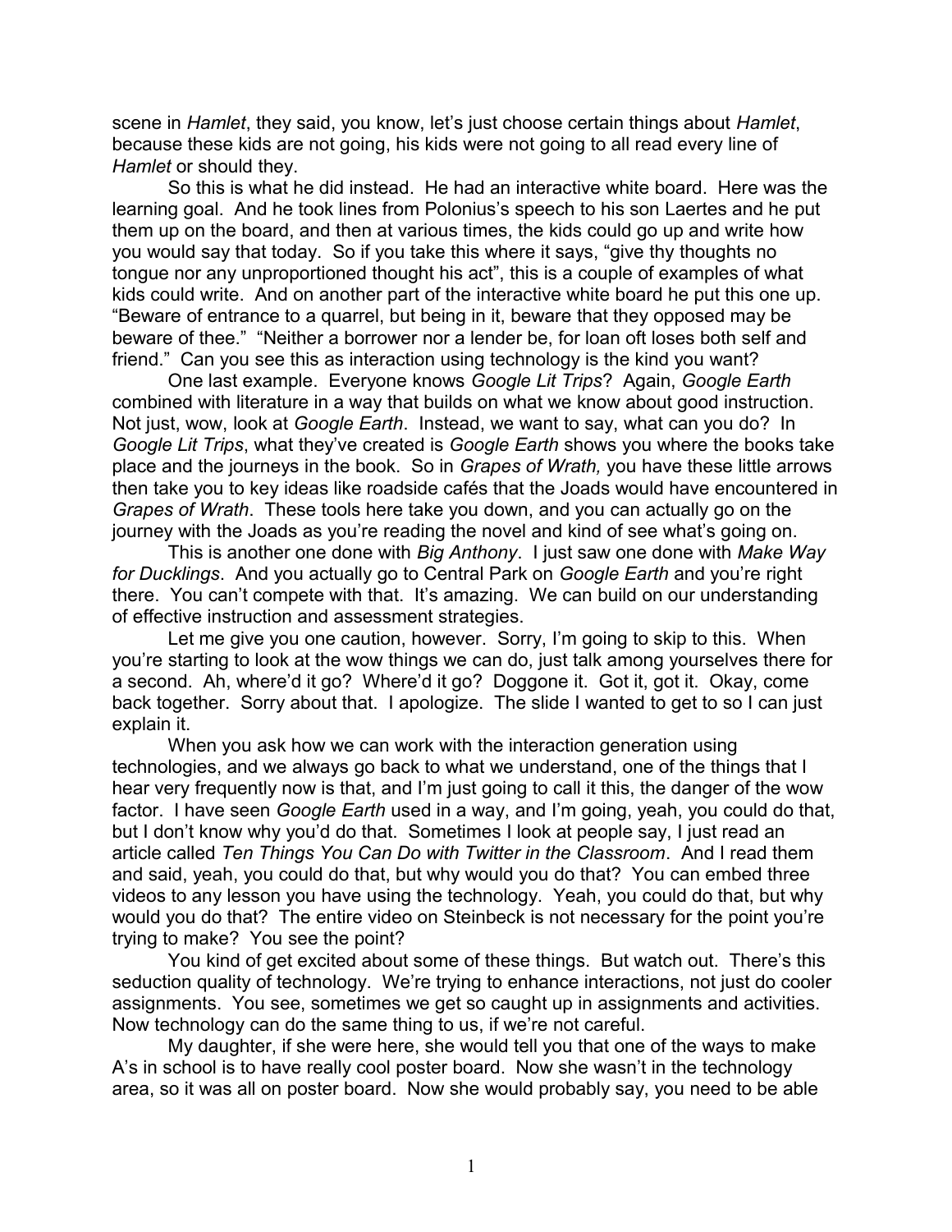scene in *Hamlet*, they said, you know, let's just choose certain things about *Hamlet*, because these kids are not going, his kids were not going to all read every line of *Hamlet* or should they.

So this is what he did instead. He had an interactive white board. Here was the learning goal. And he took lines from Polonius's speech to his son Laertes and he put them up on the board, and then at various times, the kids could go up and write how you would say that today. So if you take this where it says, "give thy thoughts no tongue nor any unproportioned thought his act", this is a couple of examples of what kids could write. And on another part of the interactive white board he put this one up. "Beware of entrance to a quarrel, but being in it, beware that they opposed may be beware of thee." "Neither a borrower nor a lender be, for loan oft loses both self and friend." Can you see this as interaction using technology is the kind you want?

One last example. Everyone knows *Google Lit Trips*? Again, *Google Earth* combined with literature in a way that builds on what we know about good instruction. Not just, wow, look at *Google Earth*. Instead, we want to say, what can you do? In *Google Lit Trips*, what they've created is *Google Earth* shows you where the books take place and the journeys in the book. So in *Grapes of Wrath,* you have these little arrows then take you to key ideas like roadside cafés that the Joads would have encountered in *Grapes of Wrath*. These tools here take you down, and you can actually go on the journey with the Joads as you're reading the novel and kind of see what's going on.

This is another one done with *Big Anthony*. I just saw one done with *Make Way for Ducklings*. And you actually go to Central Park on *Google Earth* and you're right there. You can't compete with that. It's amazing. We can build on our understanding of effective instruction and assessment strategies.

Let me give you one caution, however. Sorry, I'm going to skip to this. When you're starting to look at the wow things we can do, just talk among yourselves there for a second. Ah, where'd it go? Where'd it go? Doggone it. Got it, got it. Okay, come back together. Sorry about that. I apologize. The slide I wanted to get to so I can just explain it.

When you ask how we can work with the interaction generation using technologies, and we always go back to what we understand, one of the things that I hear very frequently now is that, and I'm just going to call it this, the danger of the wow factor. I have seen *Google Earth* used in a way, and I'm going, yeah, you could do that, but I don't know why you'd do that. Sometimes I look at people say, I just read an article called *Ten Things You Can Do with Twitter in the Classroom*. And I read them and said, yeah, you could do that, but why would you do that? You can embed three videos to any lesson you have using the technology. Yeah, you could do that, but why would you do that? The entire video on Steinbeck is not necessary for the point you're trying to make? You see the point?

You kind of get excited about some of these things. But watch out. There's this seduction quality of technology. We're trying to enhance interactions, not just do cooler assignments. You see, sometimes we get so caught up in assignments and activities. Now technology can do the same thing to us, if we're not careful.

My daughter, if she were here, she would tell you that one of the ways to make A's in school is to have really cool poster board. Now she wasn't in the technology area, so it was all on poster board. Now she would probably say, you need to be able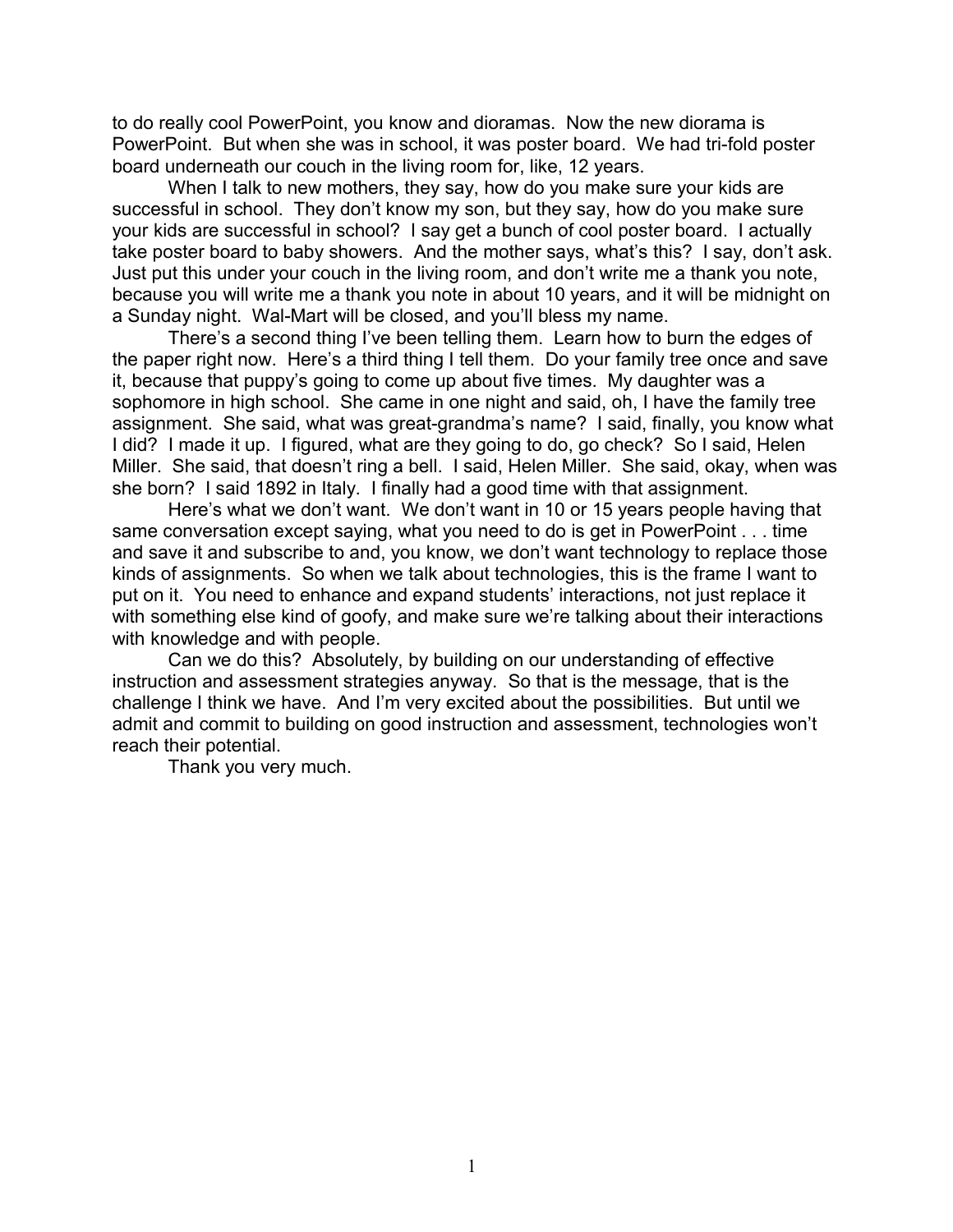to do really cool PowerPoint, you know and dioramas. Now the new diorama is PowerPoint. But when she was in school, it was poster board. We had tri-fold poster board underneath our couch in the living room for, like, 12 years.

When I talk to new mothers, they say, how do you make sure your kids are successful in school. They don't know my son, but they say, how do you make sure your kids are successful in school? I say get a bunch of cool poster board. I actually take poster board to baby showers. And the mother says, what's this? I say, don't ask. Just put this under your couch in the living room, and don't write me a thank you note, because you will write me a thank you note in about 10 years, and it will be midnight on a Sunday night. Wal-Mart will be closed, and you'll bless my name.

There's a second thing I've been telling them. Learn how to burn the edges of the paper right now. Here's a third thing I tell them. Do your family tree once and save it, because that puppy's going to come up about five times. My daughter was a sophomore in high school. She came in one night and said, oh, I have the family tree assignment. She said, what was great-grandma's name? I said, finally, you know what I did? I made it up. I figured, what are they going to do, go check? So I said, Helen Miller. She said, that doesn't ring a bell. I said, Helen Miller. She said, okay, when was she born? I said 1892 in Italy. I finally had a good time with that assignment.

Here's what we don't want. We don't want in 10 or 15 years people having that same conversation except saying, what you need to do is get in PowerPoint . . . time and save it and subscribe to and, you know, we don't want technology to replace those kinds of assignments. So when we talk about technologies, this is the frame I want to put on it. You need to enhance and expand students' interactions, not just replace it with something else kind of goofy, and make sure we're talking about their interactions with knowledge and with people.

Can we do this? Absolutely, by building on our understanding of effective instruction and assessment strategies anyway. So that is the message, that is the challenge I think we have. And I'm very excited about the possibilities. But until we admit and commit to building on good instruction and assessment, technologies won't reach their potential.

Thank you very much.